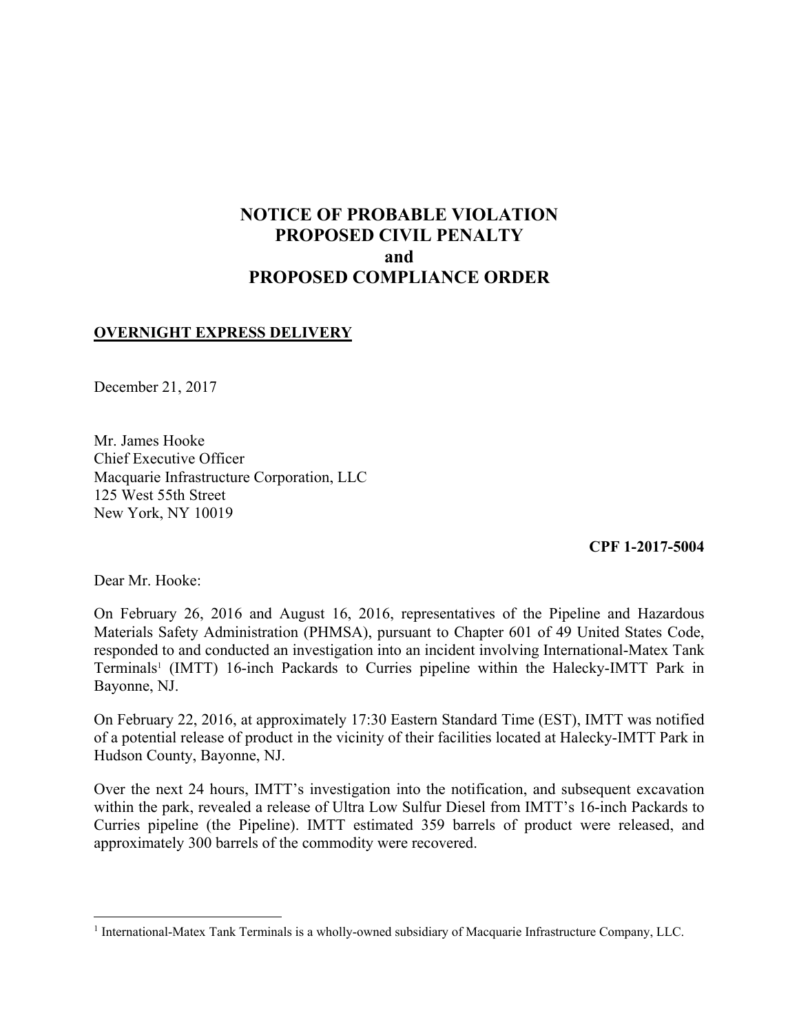# NOTICE OF PROBABLE VIOLATION
# PROPOSED CIVIL PENALTY
# and
# PROPOSED COMPLIANCE ORDER

**OVERNIGHT EXPRESS DELIVERY**

December 21, 2017

Mr. James Hooke
Chief Executive Officer
Macquarie Infrastructure Corporation, LLC
125 West 55th Street
New York, NY 10019

**CPF 1-2017-5004**

Dear Mr. Hooke:

On February 26, 2016 and August 16, 2016, representatives of the Pipeline and Hazardous Materials Safety Administration (PHMSA), pursuant to Chapter 601 of 49 United States Code, responded to and conducted an investigation into an incident involving International-Matex Tank Terminals[1] (IMTT) 16-inch Packards to Curries pipeline within the Halecky-IMTT Park in Bayonne, NJ.

On February 22, 2016, at approximately 17:30 Eastern Standard Time (EST), IMTT was notified of a potential release of product in the vicinity of their facilities located at Halecky-IMTT Park in Hudson County, Bayonne, NJ.

Over the next 24 hours, IMTT's investigation into the notification, and subsequent excavation within the park, revealed a release of Ultra Low Sulfur Diesel from IMTT's 16-inch Packards to Curries pipeline (the Pipeline). IMTT estimated 359 barrels of product were released, and approximately 300 barrels of the commodity were recovered.

---

[1] International-Matex Tank Terminals is a wholly-owned subsidiary of Macquarie Infrastructure Company, LLC.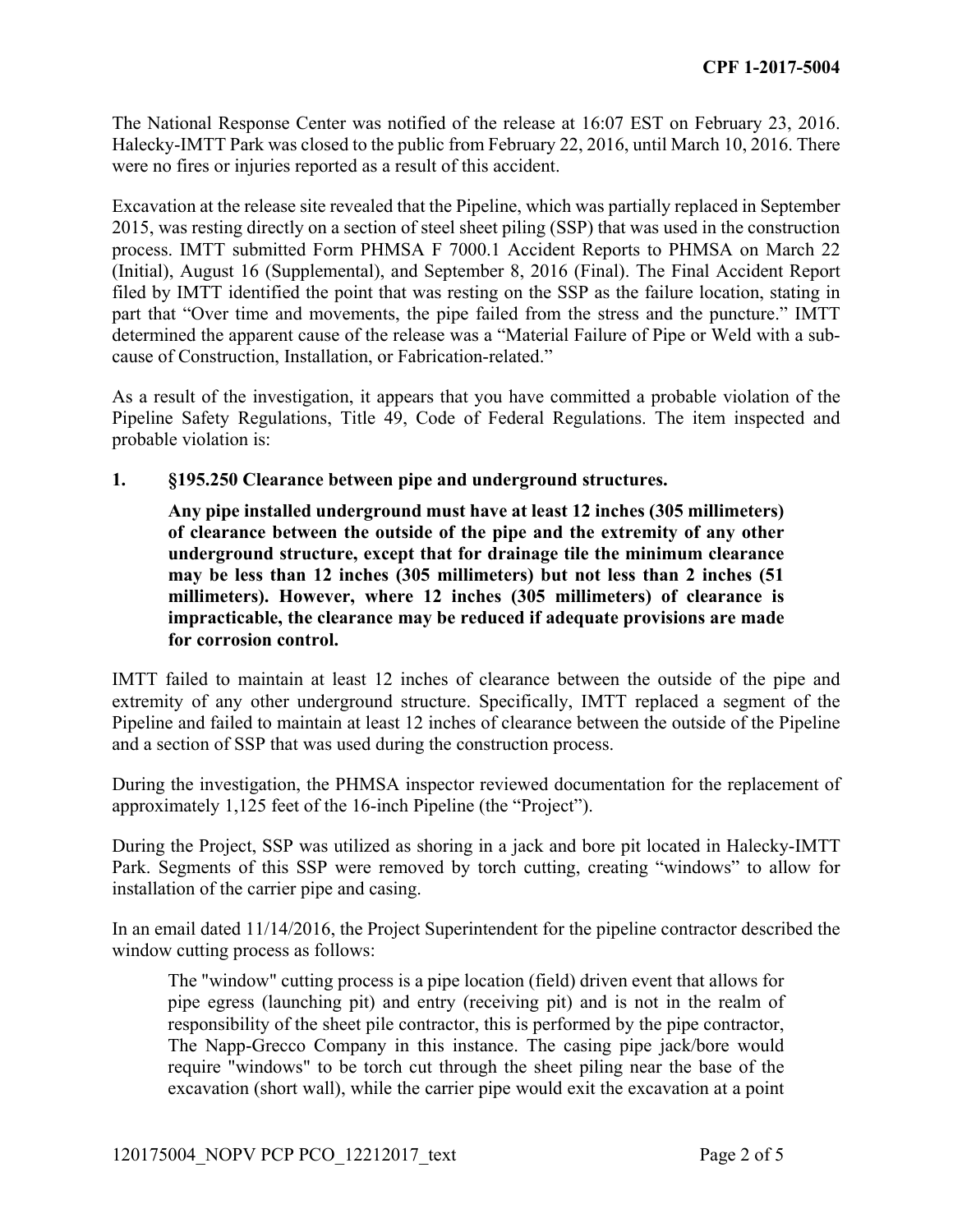The National Response Center was notified of the release at 16:07 EST on February 23, 2016. Halecky-IMTT Park was closed to the public from February 22, 2016, until March 10, 2016. There were no fires or injuries reported as a result of this accident.

Excavation at the release site revealed that the Pipeline, which was partially replaced in September 2015, was resting directly on a section of steel sheet piling (SSP) that was used in the construction process. IMTT submitted Form PHMSA F 7000.1 Accident Reports to PHMSA on March 22 (Initial), August 16 (Supplemental), and September 8, 2016 (Final). The Final Accident Report filed by IMTT identified the point that was resting on the SSP as the failure location, stating in part that "Over time and movements, the pipe failed from the stress and the puncture." IMTT determined the apparent cause of the release was a "Material Failure of Pipe or Weld with a sub-cause of Construction, Installation, or Fabrication-related."

As a result of the investigation, it appears that you have committed a probable violation of the Pipeline Safety Regulations, Title 49, Code of Federal Regulations. The item inspected and probable violation is:

**1. §195.250 Clearance between pipe and underground structures.**

> **Any pipe installed underground must have at least 12 inches (305 millimeters) of clearance between the outside of the pipe and the extremity of any other underground structure, except that for drainage tile the minimum clearance may be less than 12 inches (305 millimeters) but not less than 2 inches (51 millimeters). However, where 12 inches (305 millimeters) of clearance is impracticable, the clearance may be reduced if adequate provisions are made for corrosion control.**

IMTT failed to maintain at least 12 inches of clearance between the outside of the pipe and extremity of any other underground structure. Specifically, IMTT replaced a segment of the Pipeline and failed to maintain at least 12 inches of clearance between the outside of the Pipeline and a section of SSP that was used during the construction process.

During the investigation, the PHMSA inspector reviewed documentation for the replacement of approximately 1,125 feet of the 16-inch Pipeline (the "Project").

During the Project, SSP was utilized as shoring in a jack and bore pit located in Halecky-IMTT Park. Segments of this SSP were removed by torch cutting, creating "windows" to allow for installation of the carrier pipe and casing.

In an email dated 11/14/2016, the Project Superintendent for the pipeline contractor described the window cutting process as follows:

> The "window" cutting process is a pipe location (field) driven event that allows for pipe egress (launching pit) and entry (receiving pit) and is not in the realm of responsibility of the sheet pile contractor, this is performed by the pipe contractor, The Napp-Grecco Company in this instance. The casing pipe jack/bore would require "windows" to be torch cut through the sheet piling near the base of the excavation (short wall), while the carrier pipe would exit the excavation at a point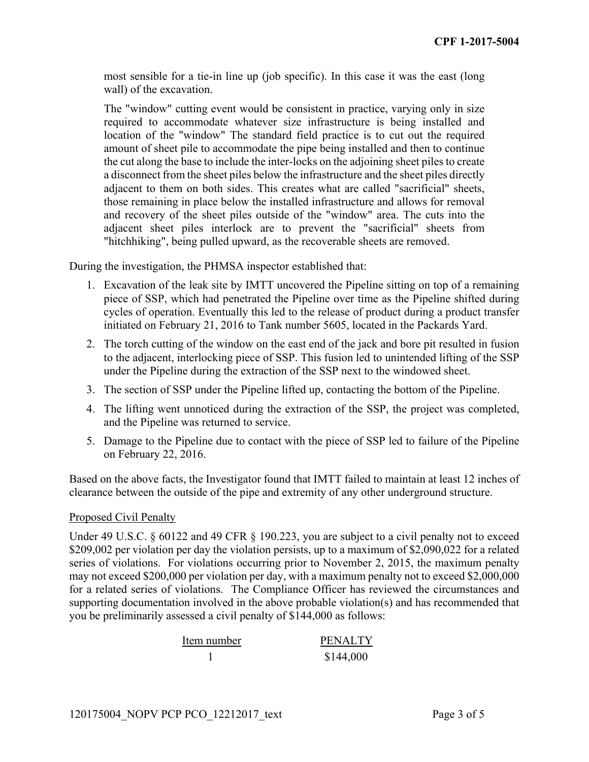most sensible for a tie-in line up (job specific). In this case it was the east (long wall) of the excavation.

> The "window" cutting event would be consistent in practice, varying only in size required to accommodate whatever size infrastructure is being installed and location of the "window" The standard field practice is to cut out the required amount of sheet pile to accommodate the pipe being installed and then to continue the cut along the base to include the inter-locks on the adjoining sheet piles to create a disconnect from the sheet piles below the infrastructure and the sheet piles directly adjacent to them on both sides. This creates what are called "sacrificial" sheets, those remaining in place below the installed infrastructure and allows for removal and recovery of the sheet piles outside of the "window" area. The cuts into the adjacent sheet piles interlock are to prevent the "sacrificial" sheets from "hitchhiking", being pulled upward, as the recoverable sheets are removed.

During the investigation, the PHMSA inspector established that:

1. Excavation of the leak site by IMTT uncovered the Pipeline sitting on top of a remaining piece of SSP, which had penetrated the Pipeline over time as the Pipeline shifted during cycles of operation. Eventually this led to the release of product during a product transfer initiated on February 21, 2016 to Tank number 5605, located in the Packards Yard.
2. The torch cutting of the window on the east end of the jack and bore pit resulted in fusion to the adjacent, interlocking piece of SSP. This fusion led to unintended lifting of the SSP under the Pipeline during the extraction of the SSP next to the windowed sheet.
3. The section of SSP under the Pipeline lifted up, contacting the bottom of the Pipeline.
4. The lifting went unnoticed during the extraction of the SSP, the project was completed, and the Pipeline was returned to service.
5. Damage to the Pipeline due to contact with the piece of SSP led to failure of the Pipeline on February 22, 2016.

Based on the above facts, the Investigator found that IMTT failed to maintain at least 12 inches of clearance between the outside of the pipe and extremity of any other underground structure.

<u>Proposed Civil Penalty</u>

Under 49 U.S.C. § 60122 and 49 CFR § 190.223, you are subject to a civil penalty not to exceed $209,002 per violation per day the violation persists, up to a maximum of $2,090,022 for a related series of violations. For violations occurring prior to November 2, 2015, the maximum penalty may not exceed $200,000 per violation per day, with a maximum penalty not to exceed $2,000,000 for a related series of violations. The Compliance Officer has reviewed the circumstances and supporting documentation involved in the above probable violation(s) and has recommended that you be preliminarily assessed a civil penalty of $144,000 as follows:

| Item number | PENALTY |
|---|---|
| 1 | $144,000 |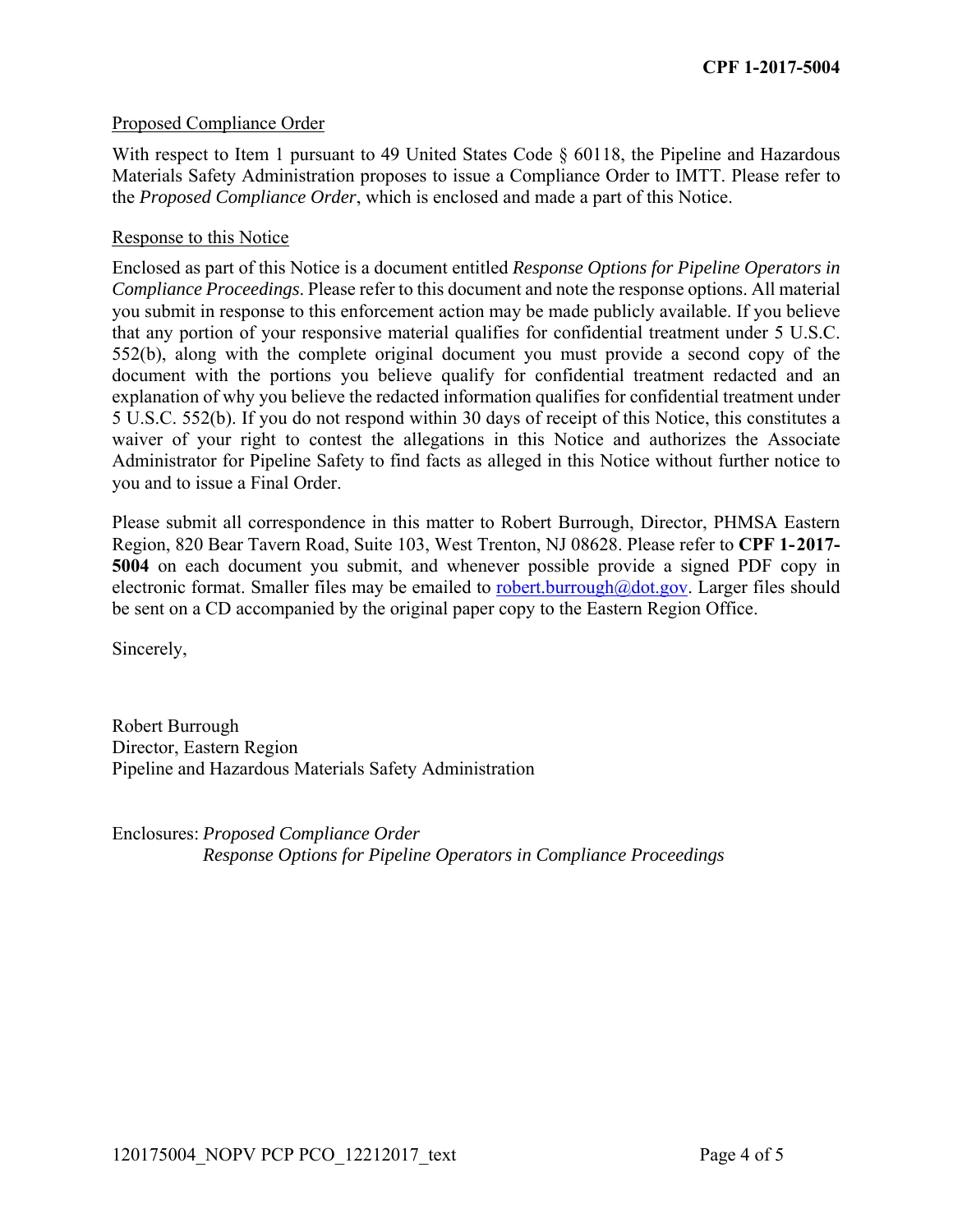Proposed Compliance Order

With respect to Item 1 pursuant to 49 United States Code § 60118, the Pipeline and Hazardous Materials Safety Administration proposes to issue a Compliance Order to IMTT. Please refer to the *Proposed Compliance Order*, which is enclosed and made a part of this Notice.

Response to this Notice

Enclosed as part of this Notice is a document entitled *Response Options for Pipeline Operators in Compliance Proceedings*. Please refer to this document and note the response options. All material you submit in response to this enforcement action may be made publicly available. If you believe that any portion of your responsive material qualifies for confidential treatment under 5 U.S.C. 552(b), along with the complete original document you must provide a second copy of the document with the portions you believe qualify for confidential treatment redacted and an explanation of why you believe the redacted information qualifies for confidential treatment under 5 U.S.C. 552(b). If you do not respond within 30 days of receipt of this Notice, this constitutes a waiver of your right to contest the allegations in this Notice and authorizes the Associate Administrator for Pipeline Safety to find facts as alleged in this Notice without further notice to you and to issue a Final Order.

Please submit all correspondence in this matter to Robert Burrough, Director, PHMSA Eastern Region, 820 Bear Tavern Road, Suite 103, West Trenton, NJ 08628. Please refer to **CPF 1-2017-5004** on each document you submit, and whenever possible provide a signed PDF copy in electronic format. Smaller files may be emailed to robert.burrough@dot.gov. Larger files should be sent on a CD accompanied by the original paper copy to the Eastern Region Office.

Sincerely,

Robert Burrough
Director, Eastern Region
Pipeline and Hazardous Materials Safety Administration

Enclosures: *Proposed Compliance Order*
*Response Options for Pipeline Operators in Compliance Proceedings*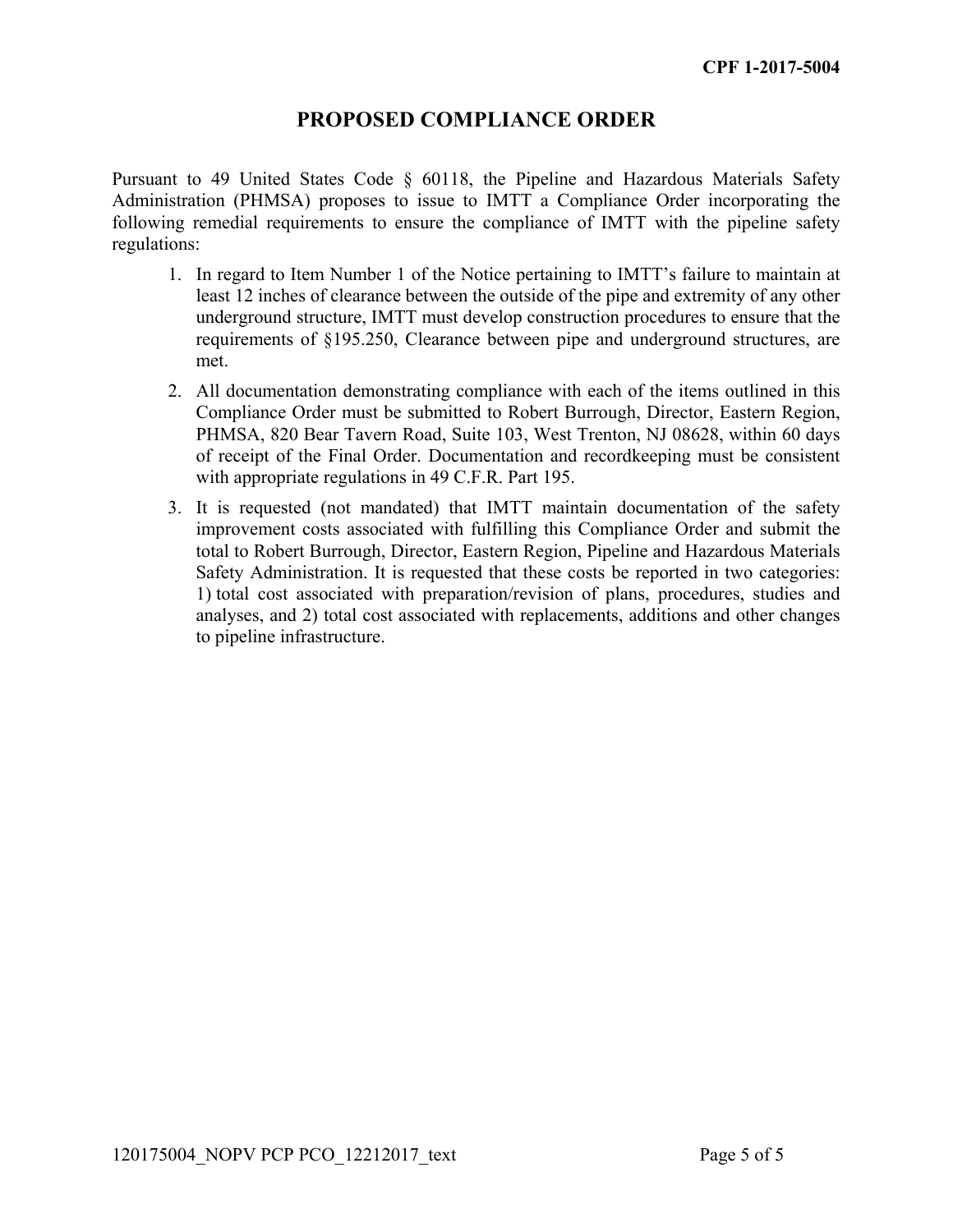# PROPOSED COMPLIANCE ORDER

Pursuant to 49 United States Code § 60118, the Pipeline and Hazardous Materials Safety Administration (PHMSA) proposes to issue to IMTT a Compliance Order incorporating the following remedial requirements to ensure the compliance of IMTT with the pipeline safety regulations:

1. In regard to Item Number 1 of the Notice pertaining to IMTT's failure to maintain at least 12 inches of clearance between the outside of the pipe and extremity of any other underground structure, IMTT must develop construction procedures to ensure that the requirements of §195.250, Clearance between pipe and underground structures, are met.
2. All documentation demonstrating compliance with each of the items outlined in this Compliance Order must be submitted to Robert Burrough, Director, Eastern Region, PHMSA, 820 Bear Tavern Road, Suite 103, West Trenton, NJ 08628, within 60 days of receipt of the Final Order. Documentation and recordkeeping must be consistent with appropriate regulations in 49 C.F.R. Part 195.
3. It is requested (not mandated) that IMTT maintain documentation of the safety improvement costs associated with fulfilling this Compliance Order and submit the total to Robert Burrough, Director, Eastern Region, Pipeline and Hazardous Materials Safety Administration. It is requested that these costs be reported in two categories: 1) total cost associated with preparation/revision of plans, procedures, studies and analyses, and 2) total cost associated with replacements, additions and other changes to pipeline infrastructure.